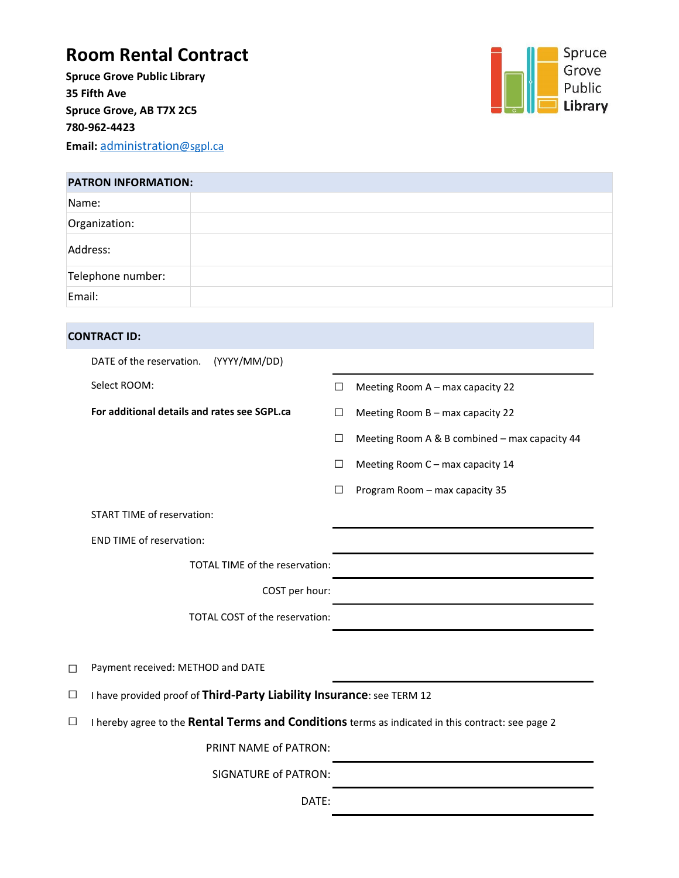# Room Rental Contract

**Spruce Grove Public Library**
**35 Fifth Ave**
**Spruce Grove, AB T7X 2C5**
**780-962-4423**
**Email:** administration@sgpl.ca

Spruce Grove Public Library

| PATRON INFORMATION: | |
|---|---|
| Name: | |
| Organization: | |
| Address: | |
| Telephone number: | |
| Email: | |

**CONTRACT ID:**

DATE of the reservation. (YYYY/MM/DD) ______________________

Select ROOM:

**For additional details and rates see SGPL.ca**

- ☐ Meeting Room A – max capacity 22
- ☐ Meeting Room B – max capacity 22
- ☐ Meeting Room A & B combined – max capacity 44
- ☐ Meeting Room C – max capacity 14
- ☐ Program Room – max capacity 35

START TIME of reservation: ______________________

END TIME of reservation: ______________________

TOTAL TIME of the reservation: ______________________

COST per hour: ______________________

TOTAL COST of the reservation: ______________________

☐ Payment received: METHOD and DATE ______________________

☐ I have provided proof of **Third-Party Liability Insurance**: see TERM 12

☐ I hereby agree to the **Rental Terms and Conditions** terms as indicated in this contract: see page 2

PRINT NAME of PATRON: ______________________

SIGNATURE of PATRON: ______________________

DATE: ______________________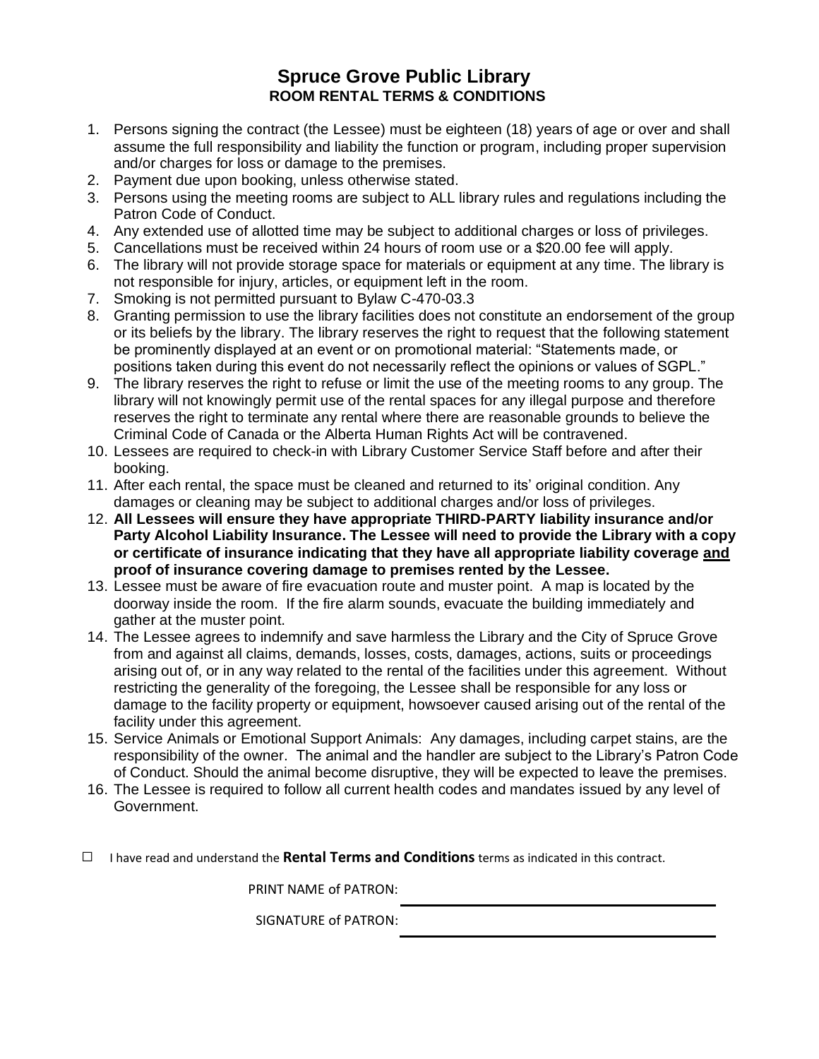# Spruce Grove Public Library

## ROOM RENTAL TERMS & CONDITIONS

1. Persons signing the contract (the Lessee) must be eighteen (18) years of age or over and shall assume the full responsibility and liability the function or program, including proper supervision and/or charges for loss or damage to the premises.
2. Payment due upon booking, unless otherwise stated.
3. Persons using the meeting rooms are subject to ALL library rules and regulations including the Patron Code of Conduct.
4. Any extended use of allotted time may be subject to additional charges or loss of privileges.
5. Cancellations must be received within 24 hours of room use or a $20.00 fee will apply.
6. The library will not provide storage space for materials or equipment at any time. The library is not responsible for injury, articles, or equipment left in the room.
7. Smoking is not permitted pursuant to Bylaw C-470-03.3
8. Granting permission to use the library facilities does not constitute an endorsement of the group or its beliefs by the library. The library reserves the right to request that the following statement be prominently displayed at an event or on promotional material: "Statements made, or positions taken during this event do not necessarily reflect the opinions or values of SGPL."
9. The library reserves the right to refuse or limit the use of the meeting rooms to any group. The library will not knowingly permit use of the rental spaces for any illegal purpose and therefore reserves the right to terminate any rental where there are reasonable grounds to believe the Criminal Code of Canada or the Alberta Human Rights Act will be contravened.
10. Lessees are required to check-in with Library Customer Service Staff before and after their booking.
11. After each rental, the space must be cleaned and returned to its' original condition. Any damages or cleaning may be subject to additional charges and/or loss of privileges.
12. **All Lessees will ensure they have appropriate THIRD-PARTY liability insurance and/or Party Alcohol Liability Insurance. The Lessee will need to provide the Library with a copy or certificate of insurance indicating that they have all appropriate liability coverage <u>and</u> proof of insurance covering damage to premises rented by the Lessee.**
13. Lessee must be aware of fire evacuation route and muster point. A map is located by the doorway inside the room. If the fire alarm sounds, evacuate the building immediately and gather at the muster point.
14. The Lessee agrees to indemnify and save harmless the Library and the City of Spruce Grove from and against all claims, demands, losses, costs, damages, actions, suits or proceedings arising out of, or in any way related to the rental of the facilities under this agreement. Without restricting the generality of the foregoing, the Lessee shall be responsible for any loss or damage to the facility property or equipment, howsoever caused arising out of the rental of the facility under this agreement.
15. Service Animals or Emotional Support Animals: Any damages, including carpet stains, are the responsibility of the owner. The animal and the handler are subject to the Library's Patron Code of Conduct. Should the animal become disruptive, they will be expected to leave the premises.
16. The Lessee is required to follow all current health codes and mandates issued by any level of Government.

☐ I have read and understand the **Rental Terms and Conditions** terms as indicated in this contract.

PRINT NAME of PATRON: ______________________________

SIGNATURE of PATRON: ______________________________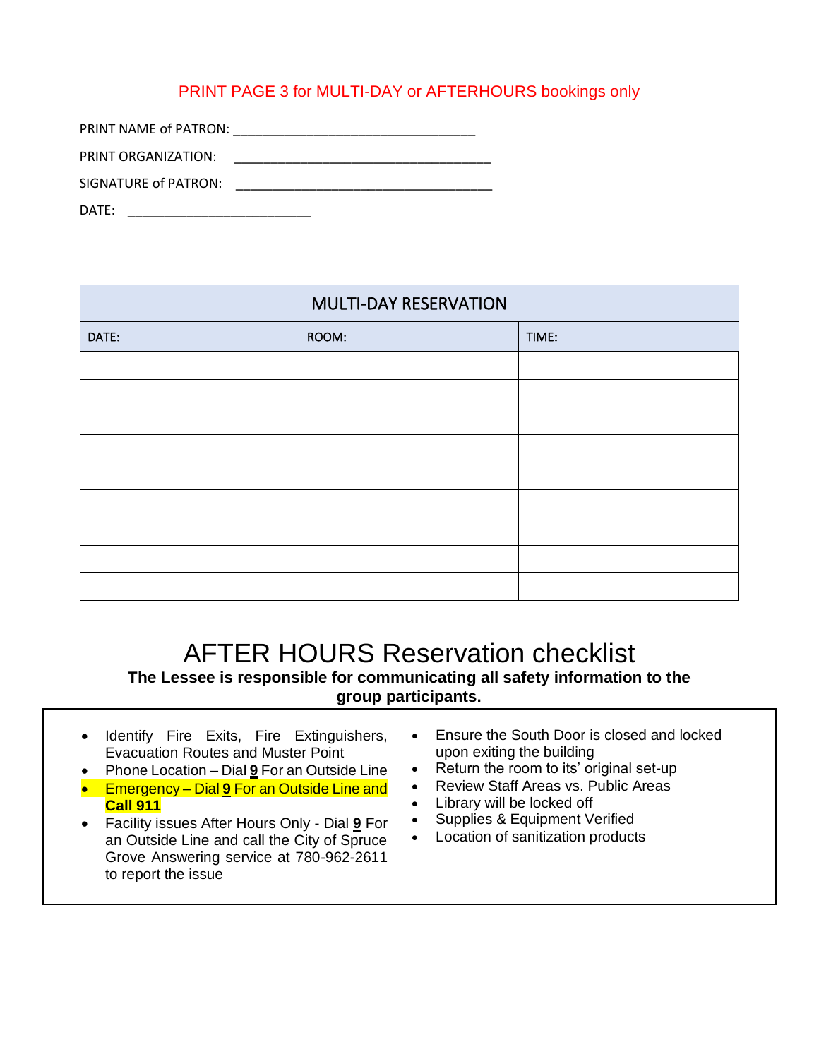PRINT PAGE 3 for MULTI-DAY or AFTERHOURS bookings only

PRINT NAME of PATRON: ________________________________

PRINT ORGANIZATION: __________________________________

SIGNATURE of PATRON: __________________________________

DATE: ________________________

| MULTI-DAY RESERVATION | | |
|---|---|---|
| DATE: | ROOM: | TIME: |
| | | |
| | | |
| | | |
| | | |
| | | |
| | | |
| | | |
| | | |
| | | |

# AFTER HOURS Reservation checklist

**The Lessee is responsible for communicating all safety information to the group participants.**

- Identify Fire Exits, Fire Extinguishers, Evacuation Routes and Muster Point
- Phone Location – Dial **9** For an Outside Line
- Emergency – Dial **9** For an Outside Line and **Call 911**
- Facility issues After Hours Only - Dial **9** For an Outside Line and call the City of Spruce Grove Answering service at 780-962-2611 to report the issue
- Ensure the South Door is closed and locked upon exiting the building
- Return the room to its' original set-up
- Review Staff Areas vs. Public Areas
- Library will be locked off
- Supplies & Equipment Verified
- Location of sanitization products